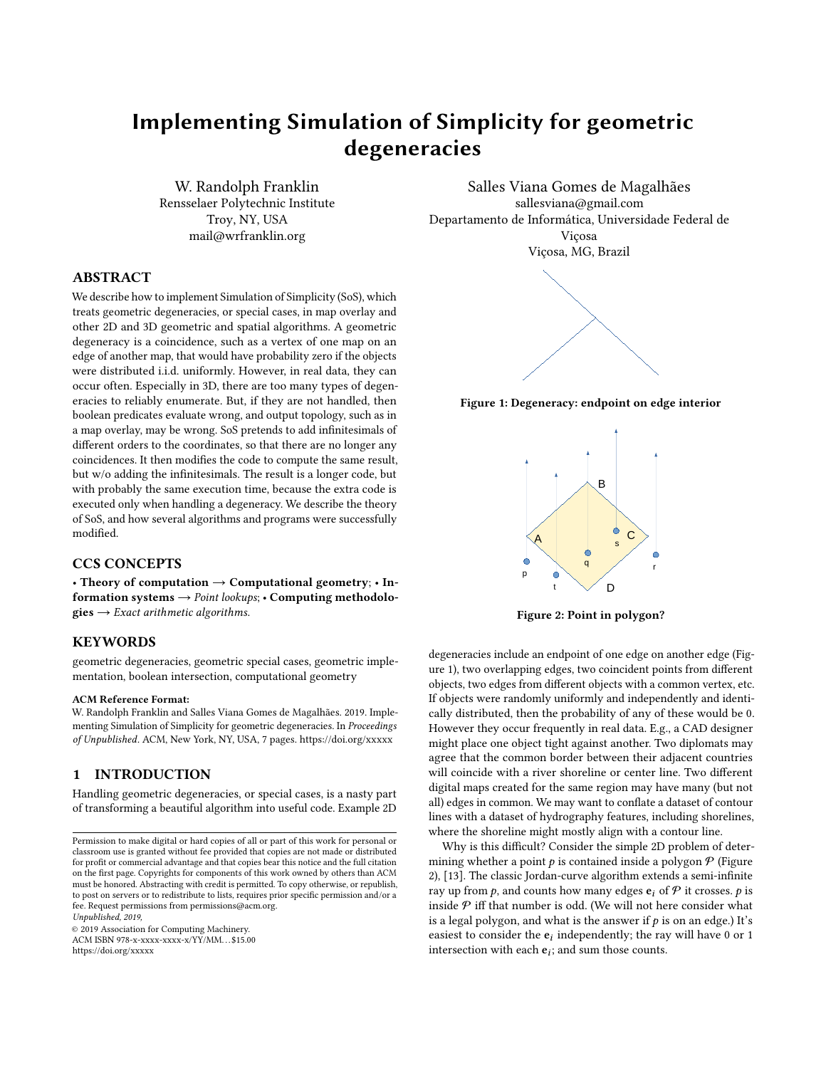# Implementing Simulation of Simplicity for geometric degeneracies

W. Randolph Franklin
Rensselaer Polytechnic Institute
Troy, NY, USA
mail@wrfranklin.org

Salles Viana Gomes de Magalhães
sallesviana@gmail.com
Departamento de Informática, Universidade Federal de Viçosa
Viçosa, MG, Brazil

## ABSTRACT

We describe how to implement Simulation of Simplicity (SoS), which treats geometric degeneracies, or special cases, in map overlay and other 2D and 3D geometric and spatial algorithms. A geometric degeneracy is a coincidence, such as a vertex of one map on an edge of another map, that would have probability zero if the objects were distributed i.i.d. uniformly. However, in real data, they can occur often. Especially in 3D, there are too many types of degeneracies to reliably enumerate. But, if they are not handled, then boolean predicates evaluate wrong, and output topology, such as in a map overlay, may be wrong. SoS pretends to add infinitesimals of different orders to the coordinates, so that there are no longer any coincidences. It then modifies the code to compute the same result, but w/o adding the infinitesimals. The result is a longer code, but with probably the same execution time, because the extra code is executed only when handling a degeneracy. We describe the theory of SoS, and how several algorithms and programs were successfully modified.

## CCS CONCEPTS

• **Theory of computation** → **Computational geometry**; • **Information systems** → *Point lookups*; • **Computing methodologies** → *Exact arithmetic algorithms.*

## KEYWORDS

geometric degeneracies, geometric special cases, geometric implementation, boolean intersection, computational geometry

**ACM Reference Format:**
W. Randolph Franklin and Salles Viana Gomes de Magalhães. 2019. Implementing Simulation of Simplicity for geometric degeneracies. In *Proceedings of Unpublished*. ACM, New York, NY, USA, 7 pages. https://doi.org/xxxxx

## 1 INTRODUCTION

Handling geometric degeneracies, or special cases, is a nasty part of transforming a beautiful algorithm into useful code. Example 2D degeneracies include an endpoint of one edge on another edge (Figure 1), two overlapping edges, two coincident points from different objects, two edges from different objects with a common vertex, etc. If objects were randomly uniformly and independently and identically distributed, then the probability of any of these would be 0. However they occur frequently in real data. E.g., a CAD designer might place one object tight against another. Two diplomats may agree that the common border between their adjacent countries will coincide with a river shoreline or center line. Two different digital maps created for the same region may have many (but not all) edges in common. We may want to conflate a dataset of contour lines with a dataset of hydrography features, including shorelines, where the shoreline might mostly align with a contour line.

**Figure 1: Degeneracy: endpoint on edge interior**

**Figure 2: Point in polygon?**

Why is this difficult? Consider the simple 2D problem of determining whether a point $p$ is contained inside a polygon $\mathcal{P}$ (Figure 2), [13]. The classic Jordan-curve algorithm extends a semi-infinite ray up from $p$, and counts how many edges $\mathbf{e}_i$ of $\mathcal{P}$ it crosses. $p$ is inside $\mathcal{P}$ iff that number is odd. (We will not here consider what is a legal polygon, and what is the answer if $p$ is on an edge.) It's easiest to consider the $\mathbf{e}_i$ independently; the ray will have 0 or 1 intersection with each $\mathbf{e}_i$; and sum those counts.

Permission to make digital or hard copies of all or part of this work for personal or classroom use is granted without fee provided that copies are not made or distributed for profit or commercial advantage and that copies bear this notice and the full citation on the first page. Copyrights for components of this work owned by others than ACM must be honored. Abstracting with credit is permitted. To copy otherwise, or republish, to post on servers or to redistribute to lists, requires prior specific permission and/or a fee. Request permissions from permissions@acm.org.
*Unpublished, 2019,*
© 2019 Association for Computing Machinery.
ACM ISBN 978-x-xxxx-xxxx-x/YY/MM...$15.00
https://doi.org/xxxxx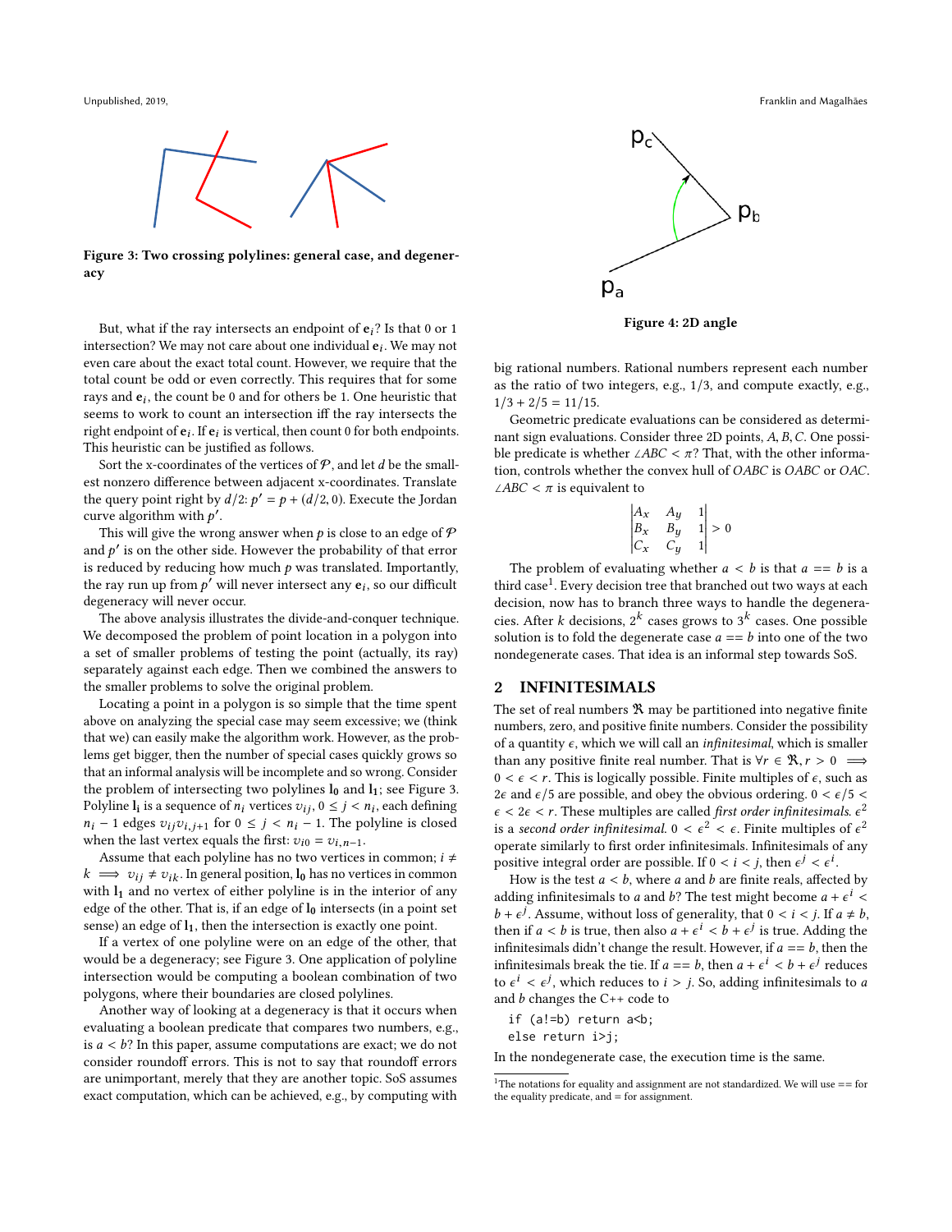Figure 3: Two crossing polylines: general case, and degeneracy

But, what if the ray intersects an endpoint of $\mathbf{e}_i$? Is that 0 or 1 intersection? We may not care about one individual $\mathbf{e}_i$. We may not even care about the exact total count. However, we require that the total count be odd or even correctly. This requires that for some rays and $\mathbf{e}_i$, the count be 0 and for others be 1. One heuristic that seems to work to count an intersection iff the ray intersects the right endpoint of $\mathbf{e}_i$. If $\mathbf{e}_i$ is vertical, then count 0 for both endpoints. This heuristic can be justified as follows.

Sort the x-coordinates of the vertices of $\mathcal{P}$, and let $d$ be the smallest nonzero difference between adjacent x-coordinates. Translate the query point right by $d/2$: $p' = p + (d/2, 0)$. Execute the Jordan curve algorithm with $p'$.

This will give the wrong answer when $p$ is close to an edge of $\mathcal{P}$ and $p'$ is on the other side. However the probability of that error is reduced by reducing how much $p$ was translated. Importantly, the ray run up from $p'$ will never intersect any $\mathbf{e}_i$, so our difficult degeneracy will never occur.

The above analysis illustrates the divide-and-conquer technique. We decomposed the problem of point location in a polygon into a set of smaller problems of testing the point (actually, its ray) separately against each edge. Then we combined the answers to the smaller problems to solve the original problem.

Locating a point in a polygon is so simple that the time spent above on analyzing the special case may seem excessive; we (think that we) can easily make the algorithm work. However, as the problems get bigger, then the number of special cases quickly grows so that an informal analysis will be incomplete and so wrong. Consider the problem of intersecting two polylines $\mathbf{l_0}$ and $\mathbf{l_1}$; see Figure 3. Polyline $\mathbf{l_i}$ is a sequence of $n_i$ vertices $v_{ij}$, $0 \le j < n_i$, each defining $n_i - 1$ edges $v_{ij}v_{i,j+1}$ for $0 \le j < n_i - 1$. The polyline is closed when the last vertex equals the first: $v_{i0} = v_{i,n-1}$.

Assume that each polyline has no two vertices in common; $i \ne k \implies v_{ij} \ne v_{ik}$. In general position, $\mathbf{l_0}$ has no vertices in common with $\mathbf{l_1}$ and no vertex of either polyline is in the interior of any edge of the other. That is, if an edge of $\mathbf{l_0}$ intersects (in a point set sense) an edge of $\mathbf{l_1}$, then the intersection is exactly one point.

If a vertex of one polyline were on an edge of the other, that would be a degeneracy; see Figure 3. One application of polyline intersection would be computing a boolean combination of two polygons, where their boundaries are closed polylines.

Another way of looking at a degeneracy is that it occurs when evaluating a boolean predicate that compares two numbers, e.g., is $a < b$? In this paper, assume computations are exact; we do not consider roundoff errors. This is not to say that roundoff errors are unimportant, merely that they are another topic. SoS assumes exact computation, which can be achieved, e.g., by computing with big rational numbers. Rational numbers represent each number as the ratio of two integers, e.g., 1/3, and compute exactly, e.g., $1/3 + 2/5 = 11/15$.

Figure 4: 2D angle

Geometric predicate evaluations can be considered as determinant sign evaluations. Consider three 2D points, $A, B, C$. One possible predicate is whether $\angle ABC < \pi$? That, with the other information, controls whether the convex hull of $OABC$ is $OABC$ or $OAC$. $\angle ABC < \pi$ is equivalent to

$$\begin{vmatrix} A_x & A_y & 1 \\ B_x & B_y & 1 \\ C_x & C_y & 1 \end{vmatrix} > 0$$

The problem of evaluating whether $a < b$ is that $a == b$ is a third case[1]. Every decision tree that branched out two ways at each decision, now has to branch three ways to handle the degeneracies. After $k$ decisions, $2^k$ cases grows to $3^k$ cases. One possible solution is to fold the degenerate case $a == b$ into one of the two nondegenerate cases. That idea is an informal step towards SoS.

## 2 INFINITESIMALS

The set of real numbers $\mathfrak{R}$ may be partitioned into negative finite numbers, zero, and positive finite numbers. Consider the possibility of a quantity $\epsilon$, which we will call an *infinitesimal*, which is smaller than any positive finite real number. That is $\forall r \in \mathfrak{R}, r > 0 \implies 0 < \epsilon < r$. This is logically possible. Finite multiples of $\epsilon$, such as $2\epsilon$ and $\epsilon/5$ are possible, and obey the obvious ordering. $0 < \epsilon/5 < \epsilon < 2\epsilon < r$. These multiples are called *first order infinitesimals*. $\epsilon^2$ is a *second order infinitesimal*. $0 < \epsilon^2 < \epsilon$. Finite multiples of $\epsilon^2$ operate similarly to first order infinitesimals. Infinitesimals of any positive integral order are possible. If $0 < i < j$, then $\epsilon^j < \epsilon^i$.

How is the test $a < b$, where $a$ and $b$ are finite reals, affected by adding infinitesimals to $a$ and $b$? The test might become $a + \epsilon^i < b + \epsilon^j$. Assume, without loss of generality, that $0 < i < j$. If $a \ne b$, then if $a < b$ is true, then also $a + \epsilon^i < b + \epsilon^j$ is true. Adding the infinitesimals didn't change the result. However, if $a == b$, then the infinitesimals break the tie. If $a == b$, then $a + \epsilon^i < b + \epsilon^j$ reduces to $\epsilon^i < \epsilon^j$, which reduces to $i > j$. So, adding infinitesimals to $a$ and $b$ changes the C++ code to

```
if (a!=b) return a<b;
else return i>j;
```

In the nondegenerate case, the execution time is the same.

[1]The notations for equality and assignment are not standardized. We will use == for the equality predicate, and = for assignment.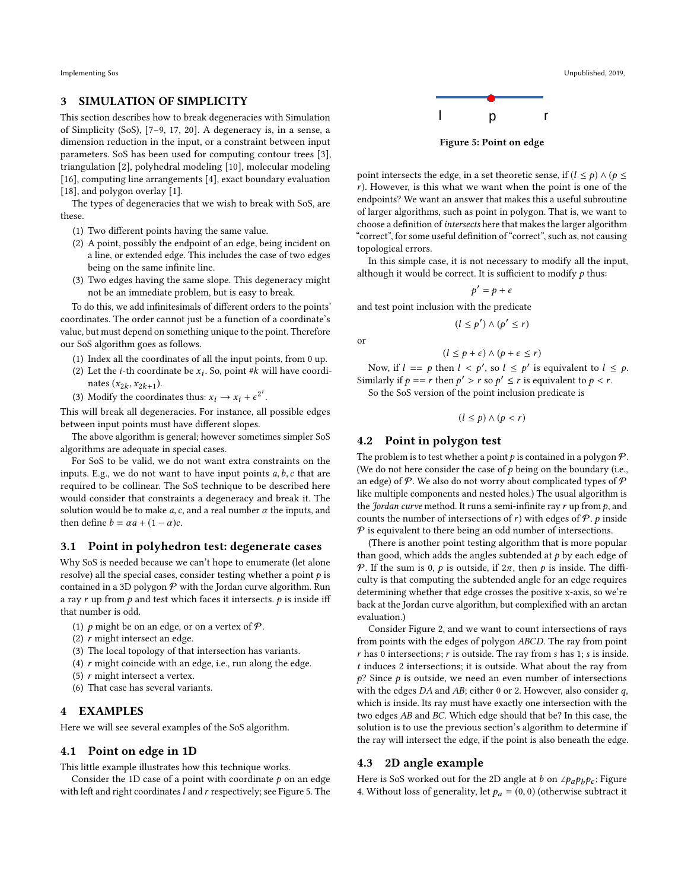## 3 SIMULATION OF SIMPLICITY

This section describes how to break degeneracies with Simulation of Simplicity (SoS), [7–9, 17, 20]. A degeneracy is, in a sense, a dimension reduction in the input, or a constraint between input parameters. SoS has been used for computing contour trees [3], triangulation [2], polyhedral modeling [10], molecular modeling [16], computing line arrangements [4], exact boundary evaluation [18], and polygon overlay [1].

The types of degeneracies that we wish to break with SoS, are these.

(1) Two different points having the same value.
(2) A point, possibly the endpoint of an edge, being incident on a line, or extended edge. This includes the case of two edges being on the same infinite line.
(3) Two edges having the same slope. This degeneracy might not be an immediate problem, but is easy to break.

To do this, we add infinitesimals of different orders to the points' coordinates. The order cannot just be a function of a coordinate's value, but must depend on something unique to the point. Therefore our SoS algorithm goes as follows.

(1) Index all the coordinates of all the input points, from 0 up.
(2) Let the $i$-th coordinate be $x_i$. So, point #$k$ will have coordinates $(x_{2k}, x_{2k+1})$.
(3) Modify the coordinates thus: $x_i \rightarrow x_i + \epsilon^{2^i}$.

This will break all degeneracies. For instance, all possible edges between input points must have different slopes.

The above algorithm is general; however sometimes simpler SoS algorithms are adequate in special cases.

For SoS to be valid, we do not want extra constraints on the inputs. E.g., we do not want to have input points $a, b, c$ that are required to be collinear. The SoS technique to be described here would consider that constraints a degeneracy and break it. The solution would be to make $a$, $c$, and a real number $\alpha$ the inputs, and then define $b = \alpha a + (1 - \alpha)c$.

### 3.1 Point in polyhedron test: degenerate cases

Why SoS is needed because we can't hope to enumerate (let alone resolve) all the special cases, consider testing whether a point $p$ is contained in a 3D polygon $\mathcal{P}$ with the Jordan curve algorithm. Run a ray $r$ up from $p$ and test which faces it intersects. $p$ is inside iff that number is odd.

(1) $p$ might be on an edge, or on a vertex of $\mathcal{P}$.
(2) $r$ might intersect an edge.
(3) The local topology of that intersection has variants.
(4) $r$ might coincide with an edge, i.e., run along the edge.
(5) $r$ might intersect a vertex.
(6) That case has several variants.

## 4 EXAMPLES

Here we will see several examples of the SoS algorithm.

### 4.1 Point on edge in 1D

This little example illustrates how this technique works.

Consider the 1D case of a point with coordinate $p$ on an edge with left and right coordinates $l$ and $r$ respectively; see Figure 5. The point intersects the edge, in a set theoretic sense, if $(l \le p) \wedge (p \le r)$. However, is this what we want when the point is one of the endpoints? We want an answer that makes this a useful subroutine of larger algorithms, such as point in polygon. That is, we want to choose a definition of *intersects* here that makes the larger algorithm "correct", for some useful definition of "correct", such as, not causing topological errors.

Figure 5: Point on edge

In this simple case, it is not necessary to modify all the input, although it would be correct. It is sufficient to modify $p$ thus:

$$p' = p + \epsilon$$

and test point inclusion with the predicate

$$(l \le p') \wedge (p' \le r)$$

or

$$(l \le p + \epsilon) \wedge (p + \epsilon \le r)$$

Now, if $l == p$ then $l < p'$, so $l \le p'$ is equivalent to $l \le p$. Similarly if $p == r$ then $p' > r$ so $p' \le r$ is equivalent to $p < r$.

So the SoS version of the point inclusion predicate is

$$(l \le p) \wedge (p < r)$$

### 4.2 Point in polygon test

The problem is to test whether a point $p$ is contained in a polygon $\mathcal{P}$. (We do not here consider the case of $p$ being on the boundary (i.e., an edge) of $\mathcal{P}$. We also do not worry about complicated types of $\mathcal{P}$ like multiple components and nested holes.) The usual algorithm is the *Jordan curve* method. It runs a semi-infinite ray $r$ up from $p$, and counts the number of intersections of $r$) with edges of $\mathcal{P}$. $p$ inside $\mathcal{P}$ is equivalent to there being an odd number of intersections.

(There is another point testing algorithm that is more popular than good, which adds the angles subtended at $p$ by each edge of $\mathcal{P}$. If the sum is 0, $p$ is outside, if $2\pi$, then $p$ is inside. The difficulty is that computing the subtended angle for an edge requires determining whether that edge crosses the positive x-axis, so we're back at the Jordan curve algorithm, but complexified with an arctan evaluation.)

Consider Figure 2, and we want to count intersections of rays from points with the edges of polygon $ABCD$. The ray from point $r$ has 0 intersections; $r$ is outside. The ray from $s$ has 1; $s$ is inside. $t$ induces 2 intersections; it is outside. What about the ray from $p$? Since $p$ is outside, we need an even number of intersections with the edges $DA$ and $AB$; either 0 or 2. However, also consider $q$, which is inside. Its ray must have exactly one intersection with the two edges $AB$ and $BC$. Which edge should that be? In this case, the solution is to use the previous section's algorithm to determine if the ray will intersect the edge, if the point is also beneath the edge.

### 4.3 2D angle example

Here is SoS worked out for the 2D angle at $b$ on $\angle p_a p_b p_c$; Figure 4. Without loss of generality, let $p_a = (0, 0)$ (otherwise subtract it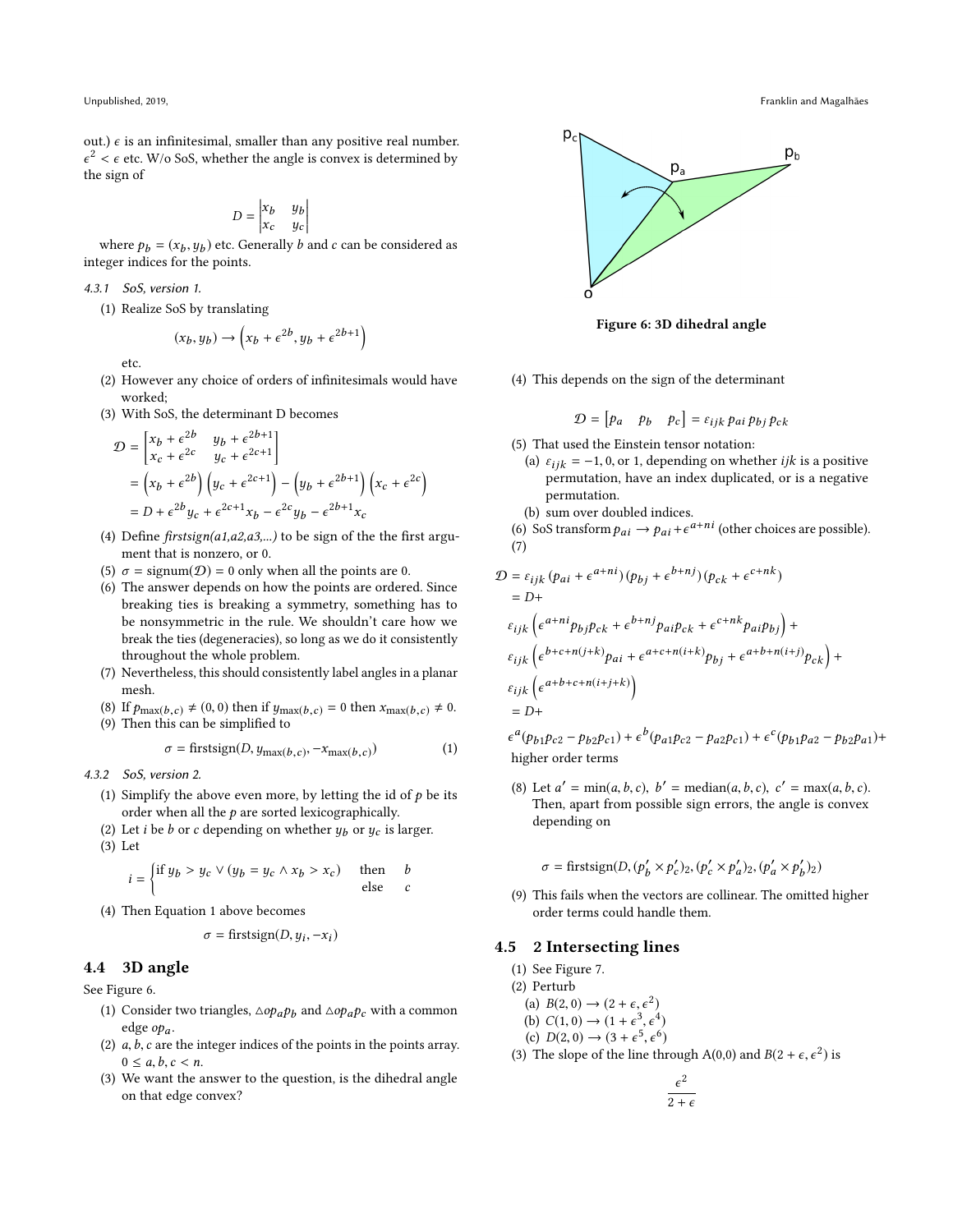out.) $\epsilon$ is an infinitesimal, smaller than any positive real number. $\epsilon^2 < \epsilon$ etc. W/o SoS, whether the angle is convex is determined by the sign of

$$D = \begin{vmatrix} x_b & y_b \\ x_c & y_c \end{vmatrix}$$

where $p_b = (x_b, y_b)$ etc. Generally $b$ and $c$ can be considered as integer indices for the points.

#### 4.3.1 SoS, version 1.

(1) Realize SoS by translating

$$(x_b, y_b) \rightarrow \left(x_b + \epsilon^{2b}, y_b + \epsilon^{2b+1}\right)$$

etc.

(2) However any choice of orders of infinitesimals would have worked;

(3) With SoS, the determinant D becomes

$$\begin{aligned}
\mathcal{D} &= \begin{bmatrix} x_b + \epsilon^{2b} & y_b + \epsilon^{2b+1} \\ x_c + \epsilon^{2c} & y_c + \epsilon^{2c+1} \end{bmatrix} \\
&= \left(x_b + \epsilon^{2b}\right)\left(y_c + \epsilon^{2c+1}\right) - \left(y_b + \epsilon^{2b+1}\right)\left(x_c + \epsilon^{2c}\right) \\
&= D + \epsilon^{2b} y_c + \epsilon^{2c+1} x_b - \epsilon^{2c} y_b - \epsilon^{2b+1} x_c
\end{aligned}$$

(4) Define *firstsign(a1,a2,a3,...)* to be sign of the the first argument that is nonzero, or 0.

(5) $\sigma = \text{signum}(\mathcal{D}) = 0$ only when all the points are 0.

(6) The answer depends on how the points are ordered. Since breaking ties is breaking a symmetry, something has to be nonsymmetric in the rule. We shouldn't care how we break the ties (degeneracies), so long as we do it consistently throughout the whole problem.

(7) Nevertheless, this should consistently label angles in a planar mesh.

(8) If $p_{\max(b,c)} \neq (0, 0)$ then if $y_{\max(b,c)} = 0$ then $x_{\max(b,c)} \neq 0$.

(9) Then this can be simplified to

$$\sigma = \text{firstsign}(D, y_{\max(b,c)}, -x_{\max(b,c)}) \tag{1}$$

#### 4.3.2 SoS, version 2.

(1) Simplify the above even more, by letting the id of $p$ be its order when all the $p$ are sorted lexicographically.

(2) Let $i$ be $b$ or $c$ depending on whether $y_b$ or $y_c$ is larger.

(3) Let

$$i = \begin{cases} \text{if } y_b > y_c \vee (y_b = y_c \wedge x_b > x_c) & \text{then} \quad b \\ & \text{else} \quad c \end{cases}$$

(4) Then Equation 1 above becomes

$$\sigma = \text{firstsign}(D, y_i, -x_i)$$

### 4.4 3D angle

See Figure 6.

(1) Consider two triangles, $\triangle o p_a p_b$ and $\triangle o p_a p_c$ with a common edge $o p_a$.

(2) $a, b, c$ are the integer indices of the points in the points array. $0 \leq a, b, c < n$.

(3) We want the answer to the question, is the dihedral angle on that edge convex?

Figure 6: 3D dihedral angle

(4) This depends on the sign of the determinant

$$\mathcal{D} = \begin{bmatrix} p_a & p_b & p_c \end{bmatrix} = \varepsilon_{ijk}\, p_{ai}\, p_{bj}\, p_{ck}$$

(5) That used the Einstein tensor notation:
   (a) $\varepsilon_{ijk} = -1, 0,$ or $1$, depending on whether $ijk$ is a positive permutation, have an index duplicated, or is a negative permutation.
   (b) sum over doubled indices.

(6) SoS transform $p_{ai} \rightarrow p_{ai} + \epsilon^{a+ni}$ (other choices are possible).

(7)

$$\begin{aligned}
\mathcal{D} &= \varepsilon_{ijk}\,(p_{ai} + \epsilon^{a+ni})\,(p_{bj} + \epsilon^{b+nj})\,(p_{ck} + \epsilon^{c+nk}) \\
&= D + \\
&\varepsilon_{ijk}\left(\epsilon^{a+ni} p_{bj} p_{ck} + \epsilon^{b+nj} p_{ai} p_{ck} + \epsilon^{c+nk} p_{ai} p_{bj}\right) + \\
&\varepsilon_{ijk}\left(\epsilon^{b+c+n(j+k)} p_{ai} + \epsilon^{a+c+n(i+k)} p_{bj} + \epsilon^{a+b+n(i+j)} p_{ck}\right) + \\
&\varepsilon_{ijk}\left(\epsilon^{a+b+c+n(i+j+k)}\right) \\
&= D + \\
&\epsilon^{a}(p_{b1}p_{c2} - p_{b2}p_{c1}) + \epsilon^{b}(p_{a1}p_{c2} - p_{a2}p_{c1}) + \epsilon^{c}(p_{b1}p_{a2} - p_{b2}p_{a1}) + \\
&\text{higher order terms}
\end{aligned}$$

(8) Let $a' = \min(a, b, c)$, $b' = \text{median}(a, b, c)$, $c' = \max(a, b, c)$. Then, apart from possible sign errors, the angle is convex depending on

$$\sigma = \text{firstsign}(D, (p'_b \times p'_c)_2, (p'_c \times p'_a)_2, (p'_a \times p'_b)_2)$$

(9) This fails when the vectors are collinear. The omitted higher order terms could handle them.

### 4.5 2 Intersecting lines

(1) See Figure 7.

(2) Perturb
   (a) $B(2, 0) \rightarrow (2 + \epsilon, \epsilon^2)$
   (b) $C(1, 0) \rightarrow (1 + \epsilon^3, \epsilon^4)$
   (c) $D(2, 0) \rightarrow (3 + \epsilon^5, \epsilon^6)$

(3) The slope of the line through A(0,0) and $B(2 + \epsilon, \epsilon^2)$ is

$$\frac{\epsilon^2}{2 + \epsilon}$$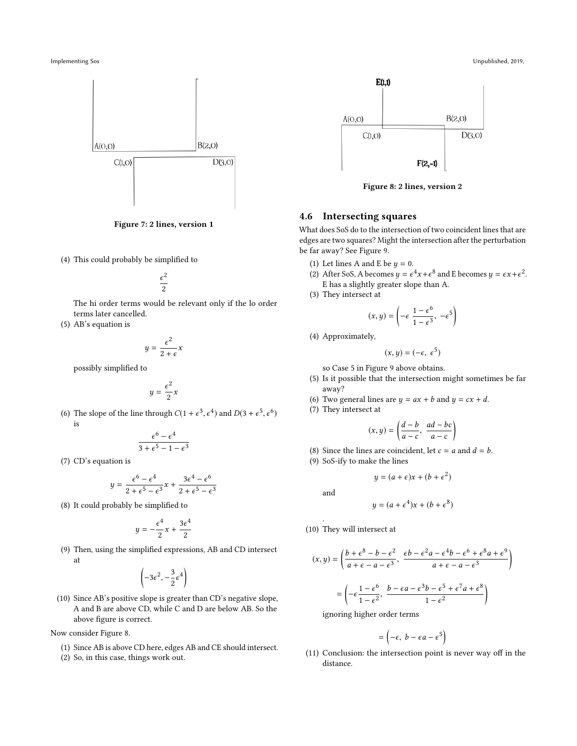Figure 7: 2 lines, version 1

(4) This could probably be simplified to

$$\frac{\epsilon^2}{2}$$

The hi order terms would be relevant only if the lo order terms later cancelled.

(5) AB's equation is

$$y = \frac{\epsilon^2}{2+\epsilon}x$$

possibly simplified to

$$y = \frac{\epsilon^2}{2}x$$

(6) The slope of the line through $C(1+\epsilon^3, \epsilon^4)$ and $D(3+\epsilon^5, \epsilon^6)$ is

$$\frac{\epsilon^6 - \epsilon^4}{3+\epsilon^5 - 1 - \epsilon^3}$$

(7) CD's equation is

$$y = \frac{\epsilon^6 - \epsilon^4}{2+\epsilon^5 - \epsilon^3}x + \frac{3\epsilon^4 - \epsilon^6}{2+\epsilon^5 - \epsilon^3}$$

(8) It could probably be simplified to

$$y = -\frac{\epsilon^4}{2}x + \frac{3\epsilon^4}{2}$$

(9) Then, using the simplified expressions, AB and CD intersect at

$$\left(-3\epsilon^2, -\frac{3}{2}\epsilon^4\right)$$

(10) Since AB's positive slope is greater than CD's negative slope, A and B are above CD, while C and D are below AB. So the above figure is correct.

Now consider Figure 8.

(1) Since AB is above CD here, edges AB and CE should intersect.
(2) So, in this case, things work out.

Figure 8: 2 lines, version 2

## 4.6 Intersecting squares

What does SoS do to the intersection of two coincident lines that are edges are two squares? Might the intersection after the perturbation be far away? See Figure 9.

(1) Let lines A and E be $y = 0$.
(2) After SoS, A becomes $y = \epsilon^4 x + \epsilon^8$ and E becomes $y = \epsilon x + \epsilon^2$. E has a slightly greater slope than A.
(3) They intersect at

$$(x, y) = \left(-\epsilon\,\frac{1-\epsilon^6}{1-\epsilon^3},\ -\epsilon^5\right)$$

(4) Approximately,

$$(x, y) = (-\epsilon,\ \epsilon^5)$$

so Case 5 in Figure 9 above obtains.

(5) Is it possible that the intersection might sometimes be far away?
(6) Two general lines are $y = ax + b$ and $y = cx + d$.
(7) They intersect at

$$(x, y) = \left(\frac{d-b}{a-c},\ \frac{ad-bc}{a-c}\right)$$

(8) Since the lines are coincident, let $c = a$ and $d = b$.
(9) SoS-ify to make the lines

$$y = (a+\epsilon)x + (b+\epsilon^2)$$

and

$$y = (a+\epsilon^4)x + (b+\epsilon^8)$$

.

(10) They will intersect at

$$(x, y) = \left(\frac{b+\epsilon^8 - b - \epsilon^2}{a+\epsilon - a - \epsilon^3},\ \frac{\epsilon b - \epsilon^2 a - \epsilon^4 b - \epsilon^6 + \epsilon^8 a + \epsilon^9}{a+\epsilon - a - \epsilon^3}\right)$$

$$= \left(-\epsilon\frac{1-\epsilon^6}{1-\epsilon^2},\ \frac{b - \epsilon a - \epsilon^3 b - \epsilon^5 + \epsilon^7 a + \epsilon^8}{1-\epsilon^2}\right)$$

ignoring higher order terms

$$= \left(-\epsilon,\ b - \epsilon a - \epsilon^5\right)$$

(11) Conclusion: the intersection point is never way off in the distance.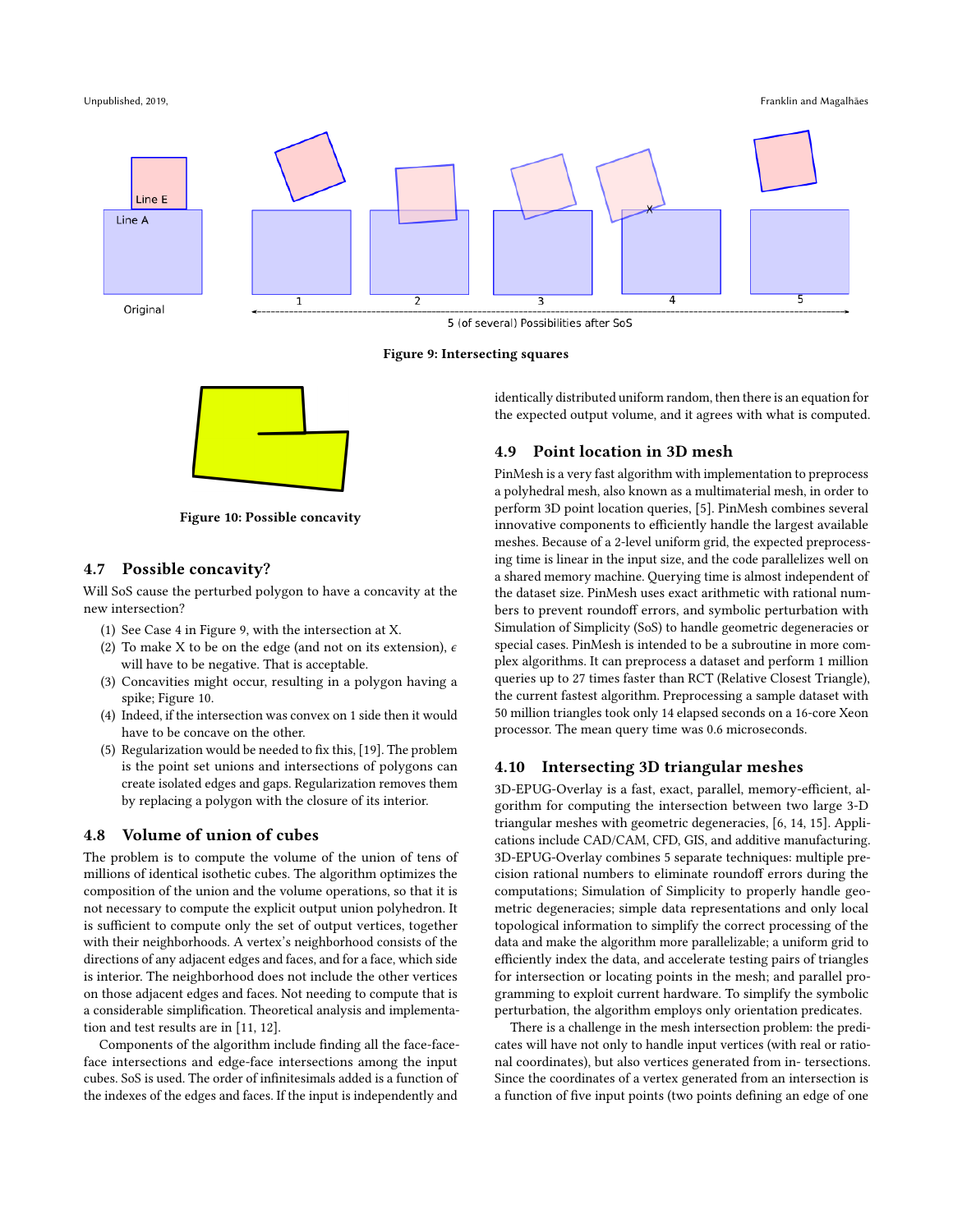Figure 9: Intersecting squares

Figure 10: Possible concavity

### 4.7 Possible concavity?

Will SoS cause the perturbed polygon to have a concavity at the new intersection?

1. See Case 4 in Figure 9, with the intersection at X.
2. To make X to be on the edge (and not on its extension), $\epsilon$ will have to be negative. That is acceptable.
3. Concavities might occur, resulting in a polygon having a spike; Figure 10.
4. Indeed, if the intersection was convex on 1 side then it would have to be concave on the other.
5. Regularization would be needed to fix this, [19]. The problem is the point set unions and intersections of polygons can create isolated edges and gaps. Regularization removes them by replacing a polygon with the closure of its interior.

### 4.8 Volume of union of cubes

The problem is to compute the volume of the union of tens of millions of identical isothetic cubes. The algorithm optimizes the composition of the union and the volume operations, so that it is not necessary to compute the explicit output union polyhedron. It is sufficient to compute only the set of output vertices, together with their neighborhoods. A vertex's neighborhood consists of the directions of any adjacent edges and faces, and for a face, which side is interior. The neighborhood does not include the other vertices on those adjacent edges and faces. Not needing to compute that is a considerable simplification. Theoretical analysis and implementation and test results are in [11, 12].

Components of the algorithm include finding all the face-face-face intersections and edge-face intersections among the input cubes. SoS is used. The order of infinitesimals added is a function of the indexes of the edges and faces. If the input is independently and identically distributed uniform random, then there is an equation for the expected output volume, and it agrees with what is computed.

### 4.9 Point location in 3D mesh

PinMesh is a very fast algorithm with implementation to preprocess a polyhedral mesh, also known as a multimaterial mesh, in order to perform 3D point location queries, [5]. PinMesh combines several innovative components to efficiently handle the largest available meshes. Because of a 2-level uniform grid, the expected preprocessing time is linear in the input size, and the code parallelizes well on a shared memory machine. Querying time is almost independent of the dataset size. PinMesh uses exact arithmetic with rational numbers to prevent roundoff errors, and symbolic perturbation with Simulation of Simplicity (SoS) to handle geometric degeneracies or special cases. PinMesh is intended to be a subroutine in more complex algorithms. It can preprocess a dataset and perform 1 million queries up to 27 times faster than RCT (Relative Closest Triangle), the current fastest algorithm. Preprocessing a sample dataset with 50 million triangles took only 14 elapsed seconds on a 16-core Xeon processor. The mean query time was 0.6 microseconds.

### 4.10 Intersecting 3D triangular meshes

3D-EPUG-Overlay is a fast, exact, parallel, memory-efficient, algorithm for computing the intersection between two large 3-D triangular meshes with geometric degeneracies, [6, 14, 15]. Applications include CAD/CAM, CFD, GIS, and additive manufacturing. 3D-EPUG-Overlay combines 5 separate techniques: multiple precision rational numbers to eliminate roundoff errors during the computations; Simulation of Simplicity to properly handle geometric degeneracies; simple data representations and only local topological information to simplify the correct processing of the data and make the algorithm more parallelizable; a uniform grid to efficiently index the data, and accelerate testing pairs of triangles for intersection or locating points in the mesh; and parallel programming to exploit current hardware. To simplify the symbolic perturbation, the algorithm employs only orientation predicates.

There is a challenge in the mesh intersection problem: the predicates will have not only to handle input vertices (with real or rational coordinates), but also vertices generated from in- tersections. Since the coordinates of a vertex generated from an intersection is a function of five input points (two points defining an edge of one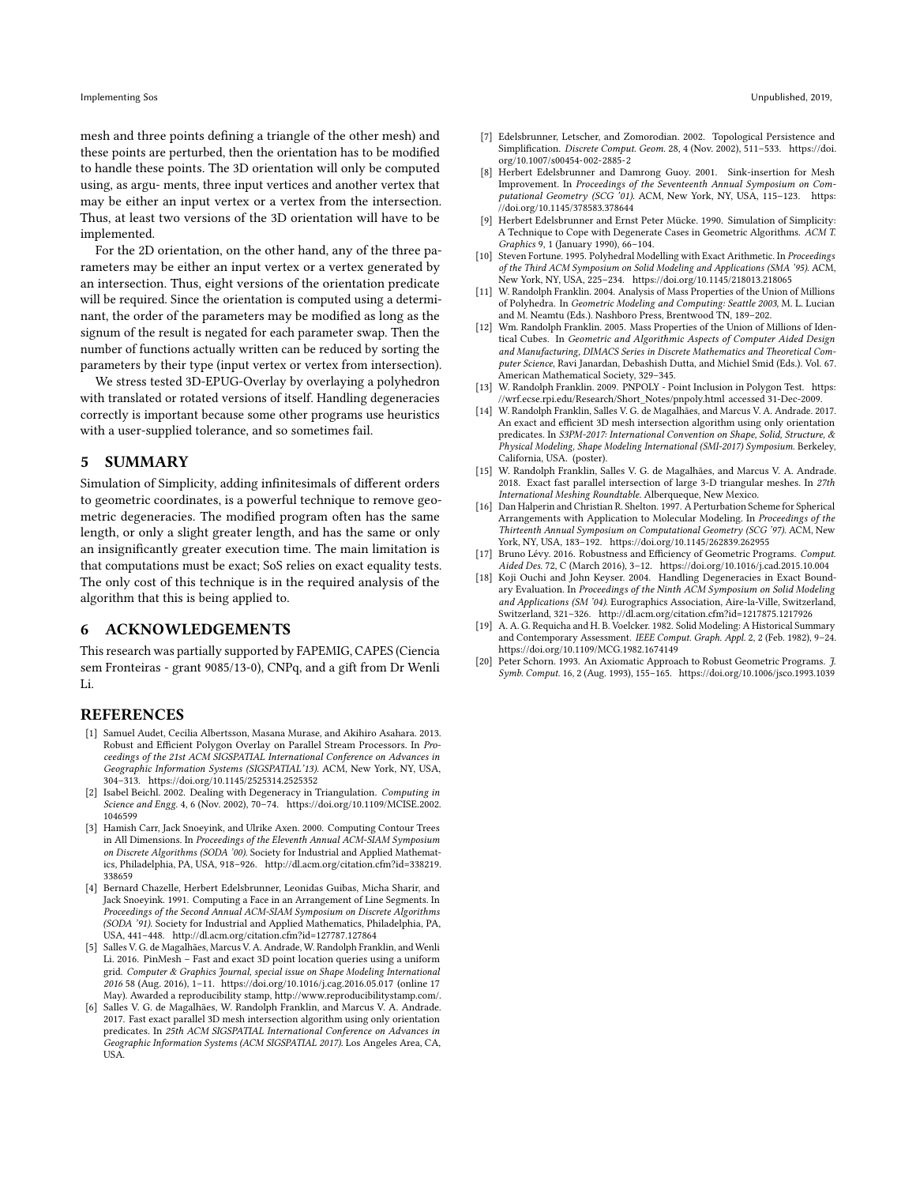mesh and three points defining a triangle of the other mesh) and these points are perturbed, then the orientation has to be modified to handle these points. The 3D orientation will only be computed using, as argu- ments, three input vertices and another vertex that may be either an input vertex or a vertex from the intersection. Thus, at least two versions of the 3D orientation will have to be implemented.

For the 2D orientation, on the other hand, any of the three parameters may be either an input vertex or a vertex generated by an intersection. Thus, eight versions of the orientation predicate will be required. Since the orientation is computed using a determinant, the order of the parameters may be modified as long as the signum of the result is negated for each parameter swap. Then the number of functions actually written can be reduced by sorting the parameters by their type (input vertex or vertex from intersection).

We stress tested 3D-EPUG-Overlay by overlaying a polyhedron with translated or rotated versions of itself. Handling degeneracies correctly is important because some other programs use heuristics with a user-supplied tolerance, and so sometimes fail.

## 5 SUMMARY

Simulation of Simplicity, adding infinitesimals of different orders to geometric coordinates, is a powerful technique to remove geometric degeneracies. The modified program often has the same length, or only a slight greater length, and has the same or only an insignificantly greater execution time. The main limitation is that computations must be exact; SoS relies on exact equality tests. The only cost of this technique is in the required analysis of the algorithm that this is being applied to.

## 6 ACKNOWLEDGEMENTS

This research was partially supported by FAPEMIG, CAPES (Ciencia sem Fronteiras - grant 9085/13-0), CNPq, and a gift from Dr Wenli Li.

## REFERENCES

[1] Samuel Audet, Cecilia Albertsson, Masana Murase, and Akihiro Asahara. 2013. Robust and Efficient Polygon Overlay on Parallel Stream Processors. In *Proceedings of the 21st ACM SIGSPATIAL International Conference on Advances in Geographic Information Systems (SIGSPATIAL'13)*. ACM, New York, NY, USA, 304–313. https://doi.org/10.1145/2525314.2525352

[2] Isabel Beichl. 2002. Dealing with Degeneracy in Triangulation. *Computing in Science and Engg.* 4, 6 (Nov. 2002), 70–74. https://doi.org/10.1109/MCISE.2002.1046599

[3] Hamish Carr, Jack Snoeyink, and Ulrike Axen. 2000. Computing Contour Trees in All Dimensions. In *Proceedings of the Eleventh Annual ACM-SIAM Symposium on Discrete Algorithms (SODA '00)*. Society for Industrial and Applied Mathematics, Philadelphia, PA, USA, 918–926. http://dl.acm.org/citation.cfm?id=338219.338659

[4] Bernard Chazelle, Herbert Edelsbrunner, Leonidas Guibas, Micha Sharir, and Jack Snoeyink. 1991. Computing a Face in an Arrangement of Line Segments. In *Proceedings of the Second Annual ACM-SIAM Symposium on Discrete Algorithms (SODA '91)*. Society for Industrial and Applied Mathematics, Philadelphia, PA, USA, 441–448. http://dl.acm.org/citation.cfm?id=127787.127864

[5] Salles V. G. de Magalhães, Marcus V. A. Andrade, W. Randolph Franklin, and Wenli Li. 2016. PinMesh – Fast and exact 3D point location queries using a uniform grid. *Computer & Graphics Journal, special issue on Shape Modeling International 2016* 58 (Aug. 2016), 1–11. https://doi.org/10.1016/j.cag.2016.05.017 (online 17 May). Awarded a reproducibility stamp, http://www.reproducibilitystamp.com/.

[6] Salles V. G. de Magalhães, W. Randolph Franklin, and Marcus V. A. Andrade. 2017. Fast exact parallel 3D mesh intersection algorithm using only orientation predicates. In *25th ACM SIGSPATIAL International Conference on Advances in Geographic Information Systems (ACM SIGSPATIAL 2017)*. Los Angeles Area, CA, USA.

[7] Edelsbrunner, Letscher, and Zomorodian. 2002. Topological Persistence and Simplification. *Discrete Comput. Geom.* 28, 4 (Nov. 2002), 511–533. https://doi.org/10.1007/s00454-002-2885-2

[8] Herbert Edelsbrunner and Damrong Guoy. 2001. Sink-insertion for Mesh Improvement. In *Proceedings of the Seventeenth Annual Symposium on Computational Geometry (SCG '01)*. ACM, New York, NY, USA, 115–123. https://doi.org/10.1145/378583.378644

[9] Herbert Edelsbrunner and Ernst Peter Mücke. 1990. Simulation of Simplicity: A Technique to Cope with Degenerate Cases in Geometric Algorithms. *ACM T. Graphics* 9, 1 (January 1990), 66–104.

[10] Steven Fortune. 1995. Polyhedral Modelling with Exact Arithmetic. In *Proceedings of the Third ACM Symposium on Solid Modeling and Applications (SMA '95)*. ACM, New York, NY, USA, 225–234. https://doi.org/10.1145/218013.218065

[11] W. Randolph Franklin. 2004. Analysis of Mass Properties of the Union of Millions of Polyhedra. In *Geometric Modeling and Computing: Seattle 2003*, M. L. Lucian and M. Neamtu (Eds.). Nashboro Press, Brentwood TN, 189–202.

[12] Wm. Randolph Franklin. 2005. Mass Properties of the Union of Millions of Identical Cubes. In *Geometric and Algorithmic Aspects of Computer Aided Design and Manufacturing, DIMACS Series in Discrete Mathematics and Theoretical Computer Science*, Ravi Janardan, Debashish Dutta, and Michiel Smid (Eds.). Vol. 67. American Mathematical Society, 329–345.

[13] W. Randolph Franklin. 2009. PNPOLY - Point Inclusion in Polygon Test. https://wrf.ecse.rpi.edu/Research/Short_Notes/pnpoly.html accessed 31-Dec-2009.

[14] W. Randolph Franklin, Salles V. G. de Magalhães, and Marcus V. A. Andrade. 2017. An exact and efficient 3D mesh intersection algorithm using only orientation predicates. In *S3PM-2017: International Convention on Shape, Solid, Structure, & Physical Modeling, Shape Modeling International (SMI-2017) Symposium*. Berkeley, California, USA. (poster).

[15] W. Randolph Franklin, Salles V. G. de Magalhães, and Marcus V. A. Andrade. 2018. Exact fast parallel intersection of large 3-D triangular meshes. In *27th International Meshing Roundtable*. Alberqueque, New Mexico.

[16] Dan Halperin and Christian R. Shelton. 1997. A Perturbation Scheme for Spherical Arrangements with Application to Molecular Modeling. In *Proceedings of the Thirteenth Annual Symposium on Computational Geometry (SCG '97)*. ACM, New York, NY, USA, 183–192. https://doi.org/10.1145/262839.262955

[17] Bruno Lévy. 2016. Robustness and Efficiency of Geometric Programs. *Comput. Aided Des.* 72, C (March 2016), 3–12. https://doi.org/10.1016/j.cad.2015.10.004

[18] Koji Ouchi and John Keyser. 2004. Handling Degeneracies in Exact Boundary Evaluation. In *Proceedings of the Ninth ACM Symposium on Solid Modeling and Applications (SM '04)*. Eurographics Association, Aire-la-Ville, Switzerland, Switzerland, 321–326. http://dl.acm.org/citation.cfm?id=1217875.1217926

[19] A. A. G. Requicha and H. B. Voelcker. 1982. Solid Modeling: A Historical Summary and Contemporary Assessment. *IEEE Comput. Graph. Appl.* 2, 2 (Feb. 1982), 9–24. https://doi.org/10.1109/MCG.1982.1674149

[20] Peter Schorn. 1993. An Axiomatic Approach to Robust Geometric Programs. *J. Symb. Comput.* 16, 2 (Aug. 1993), 155–165. https://doi.org/10.1006/jsco.1993.1039